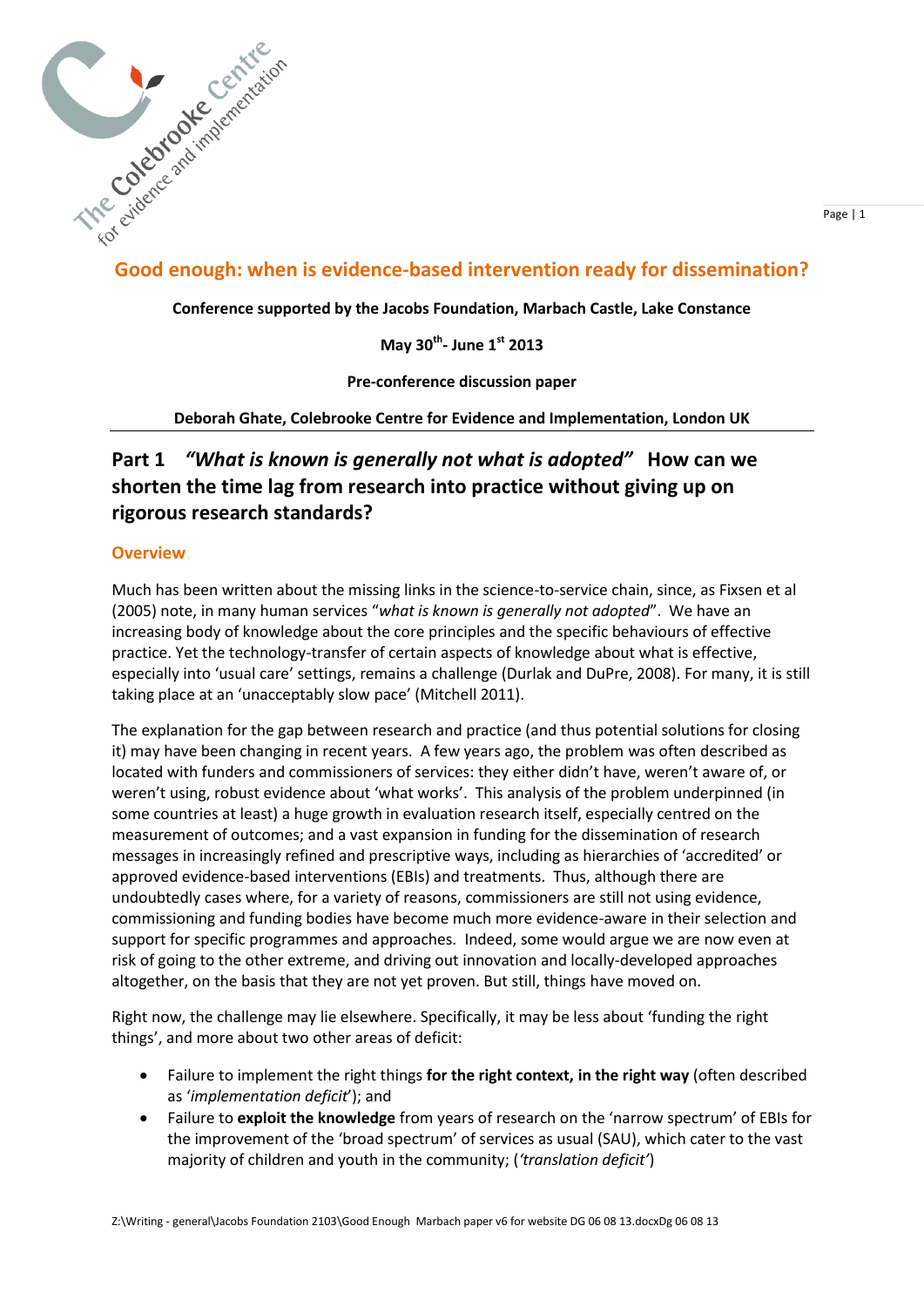# Good enough: when is evidence-based intervention ready for dissemination?

**Conference supported by the Jacobs Foundation, Marbach Castle, Lake Constance**

**May 30th- June 1st 2013**

**Pre-conference discussion paper**

**Deborah Ghate, Colebrooke Centre for Evidence and Implementation, London UK**

## Part 1 *"What is known is generally not what is adopted"* How can we shorten the time lag from research into practice without giving up on rigorous research standards?

### Overview

Much has been written about the missing links in the science-to-service chain, since, as Fixsen et al (2005) note, in many human services "*what is known is generally not adopted*". We have an increasing body of knowledge about the core principles and the specific behaviours of effective practice. Yet the technology-transfer of certain aspects of knowledge about what is effective, especially into 'usual care' settings, remains a challenge (Durlak and DuPre, 2008). For many, it is still taking place at an 'unacceptably slow pace' (Mitchell 2011).

The explanation for the gap between research and practice (and thus potential solutions for closing it) may have been changing in recent years. A few years ago, the problem was often described as located with funders and commissioners of services: they either didn't have, weren't aware of, or weren't using, robust evidence about 'what works'. This analysis of the problem underpinned (in some countries at least) a huge growth in evaluation research itself, especially centred on the measurement of outcomes; and a vast expansion in funding for the dissemination of research messages in increasingly refined and prescriptive ways, including as hierarchies of 'accredited' or approved evidence-based interventions (EBIs) and treatments. Thus, although there are undoubtedly cases where, for a variety of reasons, commissioners are still not using evidence, commissioning and funding bodies have become much more evidence-aware in their selection and support for specific programmes and approaches. Indeed, some would argue we are now even at risk of going to the other extreme, and driving out innovation and locally-developed approaches altogether, on the basis that they are not yet proven. But still, things have moved on.

Right now, the challenge may lie elsewhere. Specifically, it may be less about 'funding the right things', and more about two other areas of deficit:

- Failure to implement the right things **for the right context, in the right way** (often described as '*implementation deficit*'); and
- Failure to **exploit the knowledge** from years of research on the 'narrow spectrum' of EBIs for the improvement of the 'broad spectrum' of services as usual (SAU), which cater to the vast majority of children and youth in the community; (*'translation deficit'*)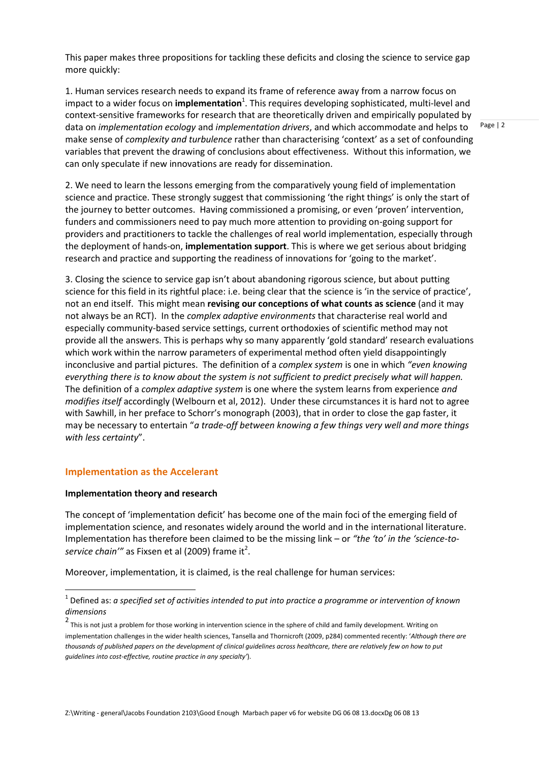This paper makes three propositions for tackling these deficits and closing the science to service gap more quickly:

1. Human services research needs to expand its frame of reference away from a narrow focus on impact to a wider focus on **implementation**[1]. This requires developing sophisticated, multi-level and context-sensitive frameworks for research that are theoretically driven and empirically populated by data on *implementation ecology* and *implementation drivers*, and which accommodate and helps to make sense of *complexity and turbulence* rather than characterising 'context' as a set of confounding variables that prevent the drawing of conclusions about effectiveness. Without this information, we can only speculate if new innovations are ready for dissemination.

2. We need to learn the lessons emerging from the comparatively young field of implementation science and practice. These strongly suggest that commissioning 'the right things' is only the start of the journey to better outcomes. Having commissioned a promising, or even 'proven' intervention, funders and commissioners need to pay much more attention to providing on-going support for providers and practitioners to tackle the challenges of real world implementation, especially through the deployment of hands-on, **implementation support**. This is where we get serious about bridging research and practice and supporting the readiness of innovations for 'going to the market'.

3. Closing the science to service gap isn't about abandoning rigorous science, but about putting science for this field in its rightful place: i.e. being clear that the science is 'in the service of practice', not an end itself. This might mean **revising our conceptions of what counts as science** (and it may not always be an RCT). In the *complex adaptive environments* that characterise real world and especially community-based service settings, current orthodoxies of scientific method may not provide all the answers. This is perhaps why so many apparently 'gold standard' research evaluations which work within the narrow parameters of experimental method often yield disappointingly inconclusive and partial pictures. The definition of a *complex system* is one in which *"even knowing everything there is to know about the system is not sufficient to predict precisely what will happen.* The definition of a *complex adaptive system* is one where the system learns from experience *and modifies itself* accordingly (Welbourn et al, 2012). Under these circumstances it is hard not to agree with Sawhill, in her preface to Schorr's monograph (2003), that in order to close the gap faster, it may be necessary to entertain "*a trade-off between knowing a few things very well and more things with less certainty*".

## Implementation as the Accelerant

### Implementation theory and research

The concept of 'implementation deficit' has become one of the main foci of the emerging field of implementation science, and resonates widely around the world and in the international literature. Implementation has therefore been claimed to be the missing link – or *"the 'to' in the 'science-to-service chain'"* as Fixsen et al (2009) frame it[2].

Moreover, implementation, it is claimed, is the real challenge for human services:

---

[1] Defined as: *a specified set of activities intended to put into practice a programme or intervention of known dimensions*

[2] This is not just a problem for those working in intervention science in the sphere of child and family development. Writing on implementation challenges in the wider health sciences, Tansella and Thornicroft (2009, p284) commented recently: '*Although there are thousands of published papers on the development of clinical guidelines across healthcare, there are relatively few on how to put guidelines into cost-effective, routine practice in any specialty'*).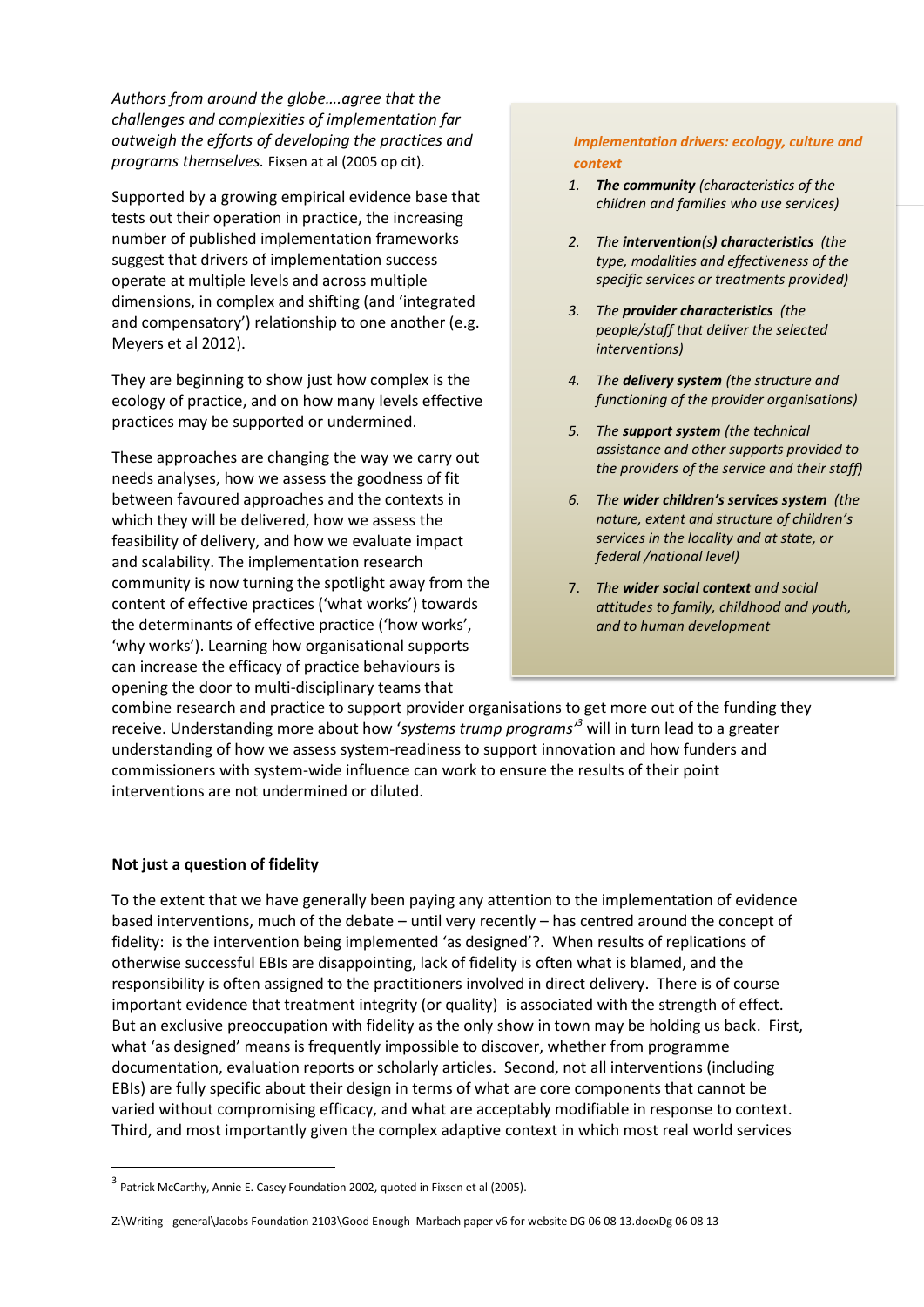*Authors from around the globe….agree that the challenges and complexities of implementation far outweigh the efforts of developing the practices and programs themselves.* Fixsen at al (2005 op cit).

Supported by a growing empirical evidence base that tests out their operation in practice, the increasing number of published implementation frameworks suggest that drivers of implementation success operate at multiple levels and across multiple dimensions, in complex and shifting (and 'integrated and compensatory') relationship to one another (e.g. Meyers et al 2012).

They are beginning to show just how complex is the ecology of practice, and on how many levels effective practices may be supported or undermined.

These approaches are changing the way we carry out needs analyses, how we assess the goodness of fit between favoured approaches and the contexts in which they will be delivered, how we assess the feasibility of delivery, and how we evaluate impact and scalability. The implementation research community is now turning the spotlight away from the content of effective practices ('what works') towards the determinants of effective practice ('how works', 'why works'). Learning how organisational supports can increase the efficacy of practice behaviours is opening the door to multi-disciplinary teams that combine research and practice to support provider organisations to get more out of the funding they receive. Understanding more about how '*systems trump programs*'[3] will in turn lead to a greater understanding of how we assess system-readiness to support innovation and how funders and commissioners with system-wide influence can work to ensure the results of their point interventions are not undermined or diluted.

> ***Implementation drivers: ecology, culture and context***
>
> 1. ***The community*** *(characteristics of the children and families who use services)*
> 2. *The* ***intervention****(s)* ***characteristics*** *(the type, modalities and effectiveness of the specific services or treatments provided)*
> 3. *The* ***provider characteristics*** *(the people/staff that deliver the selected interventions)*
> 4. *The* ***delivery system*** *(the structure and functioning of the provider organisations)*
> 5. *The* ***support system*** *(the technical assistance and other supports provided to the providers of the service and their staff)*
> 6. *The* ***wider children's services system*** *(the nature, extent and structure of children's services in the locality and at state, or federal /national level)*
> 7. *The* ***wider social context*** *and social attitudes to family, childhood and youth, and to human development*

## Not just a question of fidelity

To the extent that we have generally been paying any attention to the implementation of evidence based interventions, much of the debate – until very recently – has centred around the concept of fidelity: is the intervention being implemented 'as designed'?. When results of replications of otherwise successful EBIs are disappointing, lack of fidelity is often what is blamed, and the responsibility is often assigned to the practitioners involved in direct delivery. There is of course important evidence that treatment integrity (or quality) is associated with the strength of effect. But an exclusive preoccupation with fidelity as the only show in town may be holding us back. First, what 'as designed' means is frequently impossible to discover, whether from programme documentation, evaluation reports or scholarly articles. Second, not all interventions (including EBIs) are fully specific about their design in terms of what are core components that cannot be varied without compromising efficacy, and what are acceptably modifiable in response to context. Third, and most importantly given the complex adaptive context in which most real world services

[3] Patrick McCarthy, Annie E. Casey Foundation 2002, quoted in Fixsen et al (2005).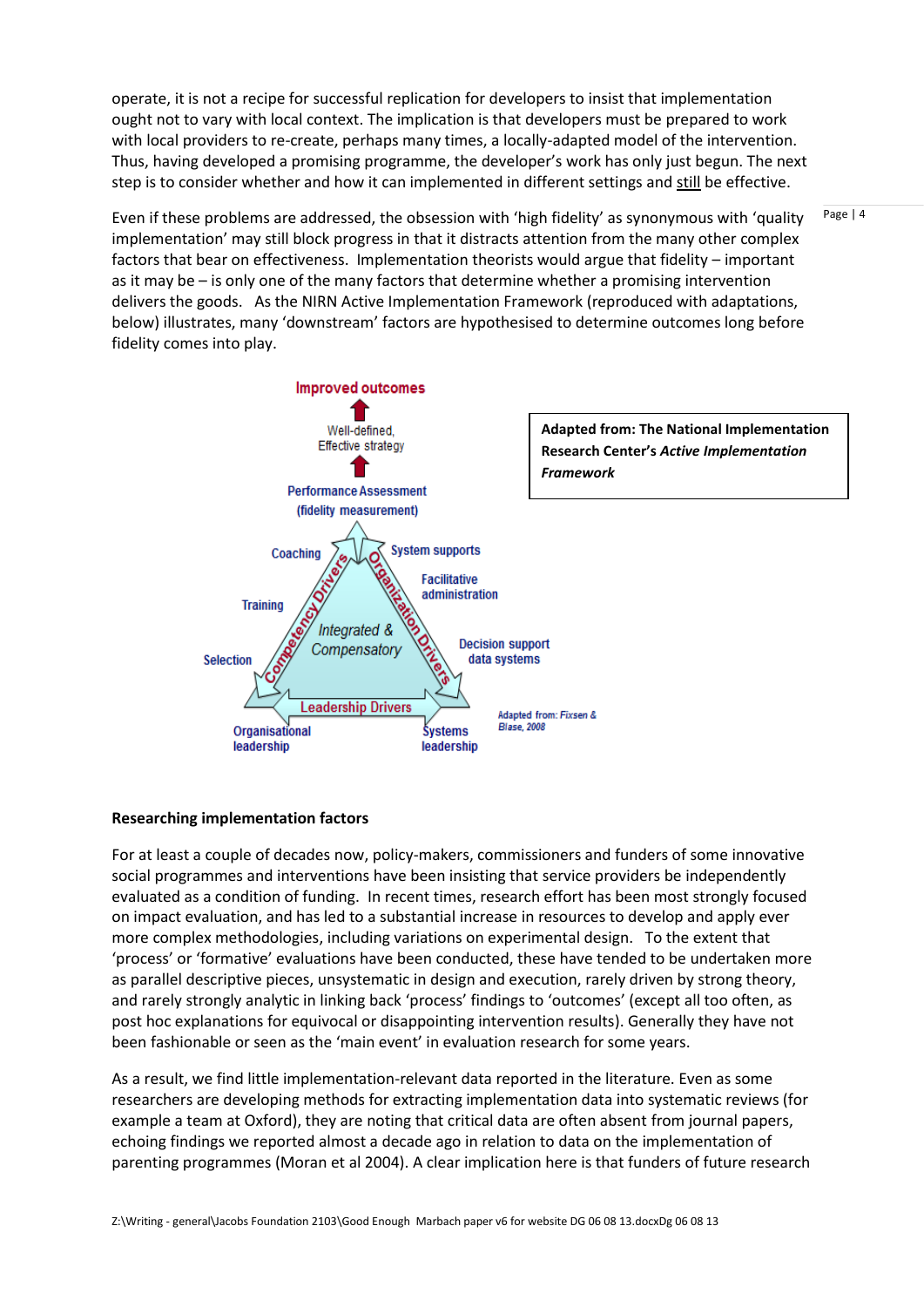operate, it is not a recipe for successful replication for developers to insist that implementation ought not to vary with local context. The implication is that developers must be prepared to work with local providers to re-create, perhaps many times, a locally-adapted model of the intervention. Thus, having developed a promising programme, the developer's work has only just begun. The next step is to consider whether and how it can implemented in different settings and still be effective.

Even if these problems are addressed, the obsession with 'high fidelity' as synonymous with 'quality implementation' may still block progress in that it distracts attention from the many other complex factors that bear on effectiveness. Implementation theorists would argue that fidelity – important as it may be – is only one of the many factors that determine whether a promising intervention delivers the goods. As the NIRN Active Implementation Framework (reproduced with adaptations, below) illustrates, many 'downstream' factors are hypothesised to determine outcomes long before fidelity comes into play.

Improved outcomes

Well-defined, Effective strategy

Performance Assessment (fidelity measurement)

Coaching

Training

Selection

Competency Drivers

Integrated & Compensatory

Organization Drivers

System supports

Facilitative administration

Decision support data systems

Leadership Drivers

Organisational leadership

Systems leadership

Adapted from: Fixsen & Blase, 2008

**Adapted from: The National Implementation Research Center's *Active Implementation Framework***

## Researching implementation factors

For at least a couple of decades now, policy-makers, commissioners and funders of some innovative social programmes and interventions have been insisting that service providers be independently evaluated as a condition of funding. In recent times, research effort has been most strongly focused on impact evaluation, and has led to a substantial increase in resources to develop and apply ever more complex methodologies, including variations on experimental design. To the extent that 'process' or 'formative' evaluations have been conducted, these have tended to be undertaken more as parallel descriptive pieces, unsystematic in design and execution, rarely driven by strong theory, and rarely strongly analytic in linking back 'process' findings to 'outcomes' (except all too often, as post hoc explanations for equivocal or disappointing intervention results). Generally they have not been fashionable or seen as the 'main event' in evaluation research for some years.

As a result, we find little implementation-relevant data reported in the literature. Even as some researchers are developing methods for extracting implementation data into systematic reviews (for example a team at Oxford), they are noting that critical data are often absent from journal papers, echoing findings we reported almost a decade ago in relation to data on the implementation of parenting programmes (Moran et al 2004). A clear implication here is that funders of future research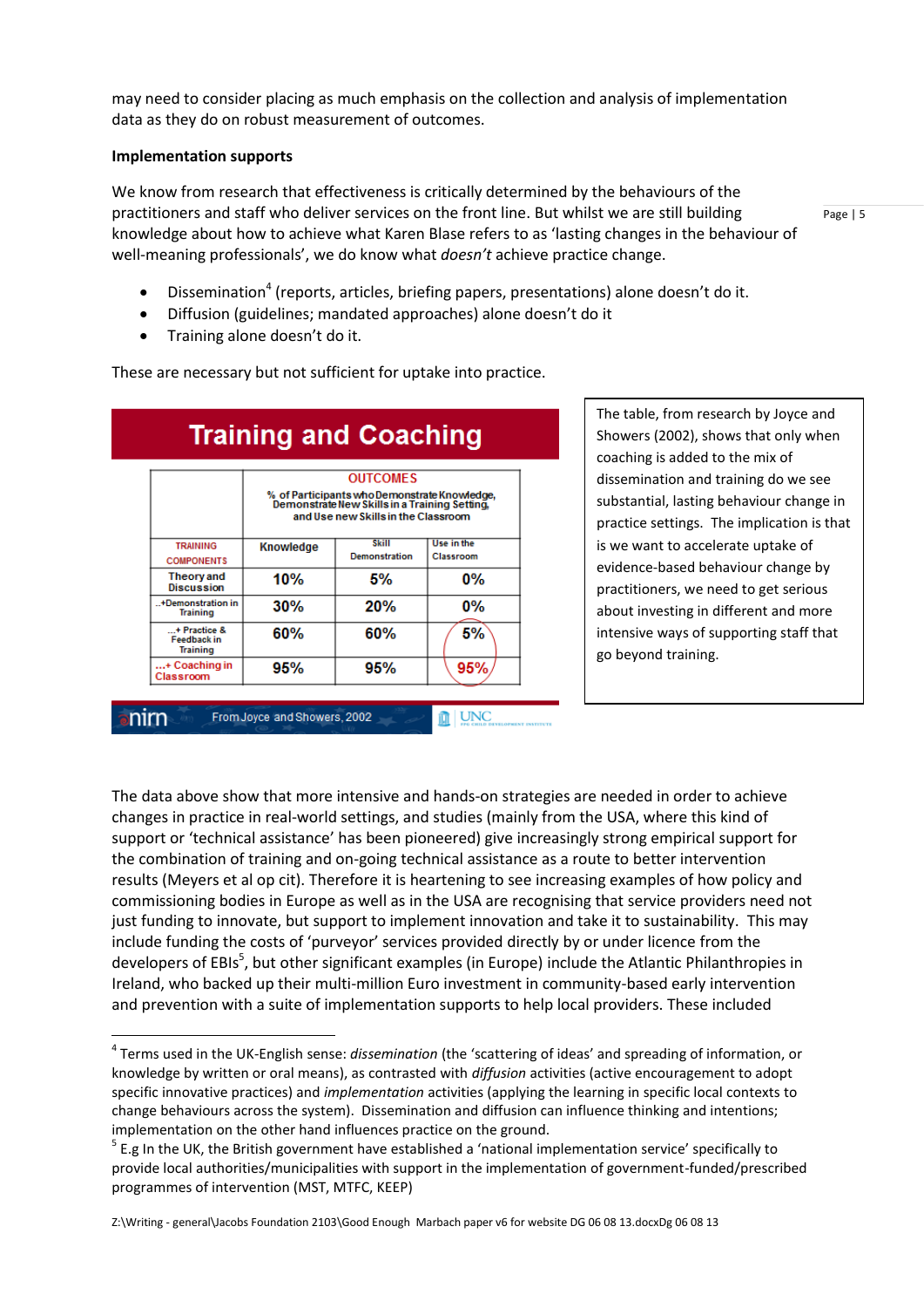may need to consider placing as much emphasis on the collection and analysis of implementation data as they do on robust measurement of outcomes.

**Implementation supports**

We know from research that effectiveness is critically determined by the behaviours of the practitioners and staff who deliver services on the front line. But whilst we are still building knowledge about how to achieve what Karen Blase refers to as 'lasting changes in the behaviour of well-meaning professionals', we do know what *doesn't* achieve practice change.

- Dissemination[4] (reports, articles, briefing papers, presentations) alone doesn't do it.
- Diffusion (guidelines; mandated approaches) alone doesn't do it
- Training alone doesn't do it.

These are necessary but not sufficient for uptake into practice.

**Training and Coaching**

| TRAINING COMPONENTS | OUTCOMES: % of Participants who Demonstrate Knowledge, Demonstrate New Skills in a Training Setting, and Use new Skills in the Classroom | | |
|---|---|---|---|
| | Knowledge | Skill Demonstration | Use in the Classroom |
| Theory and Discussion | 10% | 5% | 0% |
| ..+Demonstration in Training | 30% | 20% | 0% |
| ...+ Practice & Feedback in Training | 60% | 60% | 5% |
| ...+ Coaching in Classroom | 95% | 95% | 95% |

From Joyce and Showers, 2002

The table, from research by Joyce and Showers (2002), shows that only when coaching is added to the mix of dissemination and training do we see substantial, lasting behaviour change in practice settings. The implication is that is we want to accelerate uptake of evidence-based behaviour change by practitioners, we need to get serious about investing in different and more intensive ways of supporting staff that go beyond training.

The data above show that more intensive and hands-on strategies are needed in order to achieve changes in practice in real-world settings, and studies (mainly from the USA, where this kind of support or 'technical assistance' has been pioneered) give increasingly strong empirical support for the combination of training and on-going technical assistance as a route to better intervention results (Meyers et al op cit). Therefore it is heartening to see increasing examples of how policy and commissioning bodies in Europe as well as in the USA are recognising that service providers need not just funding to innovate, but support to implement innovation and take it to sustainability. This may include funding the costs of 'purveyor' services provided directly by or under licence from the developers of EBIs[5], but other significant examples (in Europe) include the Atlantic Philanthropies in Ireland, who backed up their multi-million Euro investment in community-based early intervention and prevention with a suite of implementation supports to help local providers. These included

---

[4] Terms used in the UK-English sense: *dissemination* (the 'scattering of ideas' and spreading of information, or knowledge by written or oral means), as contrasted with *diffusion* activities (active encouragement to adopt specific innovative practices) and *implementation* activities (applying the learning in specific local contexts to change behaviours across the system). Dissemination and diffusion can influence thinking and intentions; implementation on the other hand influences practice on the ground.

[5] E.g In the UK, the British government have established a 'national implementation service' specifically to provide local authorities/municipalities with support in the implementation of government-funded/prescribed programmes of intervention (MST, MTFC, KEEP)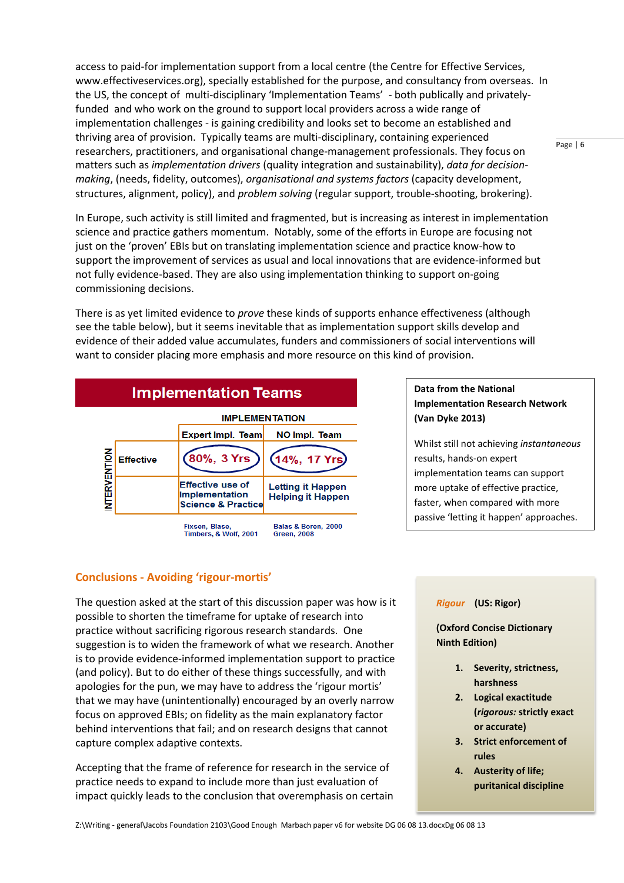access to paid-for implementation support from a local centre (the Centre for Effective Services, www.effectiveservices.org), specially established for the purpose, and consultancy from overseas. In the US, the concept of multi-disciplinary 'Implementation Teams' - both publically and privately-funded and who work on the ground to support local providers across a wide range of implementation challenges - is gaining credibility and looks set to become an established and thriving area of provision. Typically teams are multi-disciplinary, containing experienced researchers, practitioners, and organisational change-management professionals. They focus on matters such as *implementation drivers* (quality integration and sustainability), *data for decision-making*, (needs, fidelity, outcomes), *organisational and systems factors* (capacity development, structures, alignment, policy), and *problem solving* (regular support, trouble-shooting, brokering).

In Europe, such activity is still limited and fragmented, but is increasing as interest in implementation science and practice gathers momentum. Notably, some of the efforts in Europe are focusing not just on the 'proven' EBIs but on translating implementation science and practice know-how to support the improvement of services as usual and local innovations that are evidence-informed but not fully evidence-based. They are also using implementation thinking to support on-going commissioning decisions.

There is as yet limited evidence to *prove* these kinds of supports enhance effectiveness (although see the table below), but it seems inevitable that as implementation support skills develop and evidence of their added value accumulates, funders and commissioners of social interventions will want to consider placing more emphasis and more resource on this kind of provision.

**Implementation Teams**

| INTERVENTION | IMPLEMENTATION: Expert Impl. Team | IMPLEMENTATION: NO Impl. Team |
|---|---|---|
| Effective | 80%, 3 Yrs | 14%, 17 Yrs |
| | Effective use of Implementation Science & Practice | Letting it Happen Helping it Happen |
| | Fixsen, Blase, Timbers, & Wolf, 2001 | Balas & Boren, 2000 Green, 2008 |

**Data from the National Implementation Research Network (Van Dyke 2013)**

Whilst still not achieving *instantaneous* results, hands-on expert implementation teams can support more uptake of effective practice, faster, when compared with more passive 'letting it happen' approaches.

## Conclusions - Avoiding 'rigour-mortis'

The question asked at the start of this discussion paper was how is it possible to shorten the timeframe for uptake of research into practice without sacrificing rigorous research standards. One suggestion is to widen the framework of what we research. Another is to provide evidence-informed implementation support to practice (and policy). But to do either of these things successfully, and with apologies for the pun, we may have to address the 'rigour mortis' that we may have (unintentionally) encouraged by an overly narrow focus on approved EBIs; on fidelity as the main explanatory factor behind interventions that fail; and on research designs that cannot capture complex adaptive contexts.

Accepting that the frame of reference for research in the service of practice needs to expand to include more than just evaluation of impact quickly leads to the conclusion that overemphasis on certain

***Rigour*** **(US: Rigor)**

**(Oxford Concise Dictionary Ninth Edition)**

1. **Severity, strictness, harshness**
2. **Logical exactitude (*rigorous:* strictly exact or accurate)**
3. **Strict enforcement of rules**
4. **Austerity of life; puritanical discipline**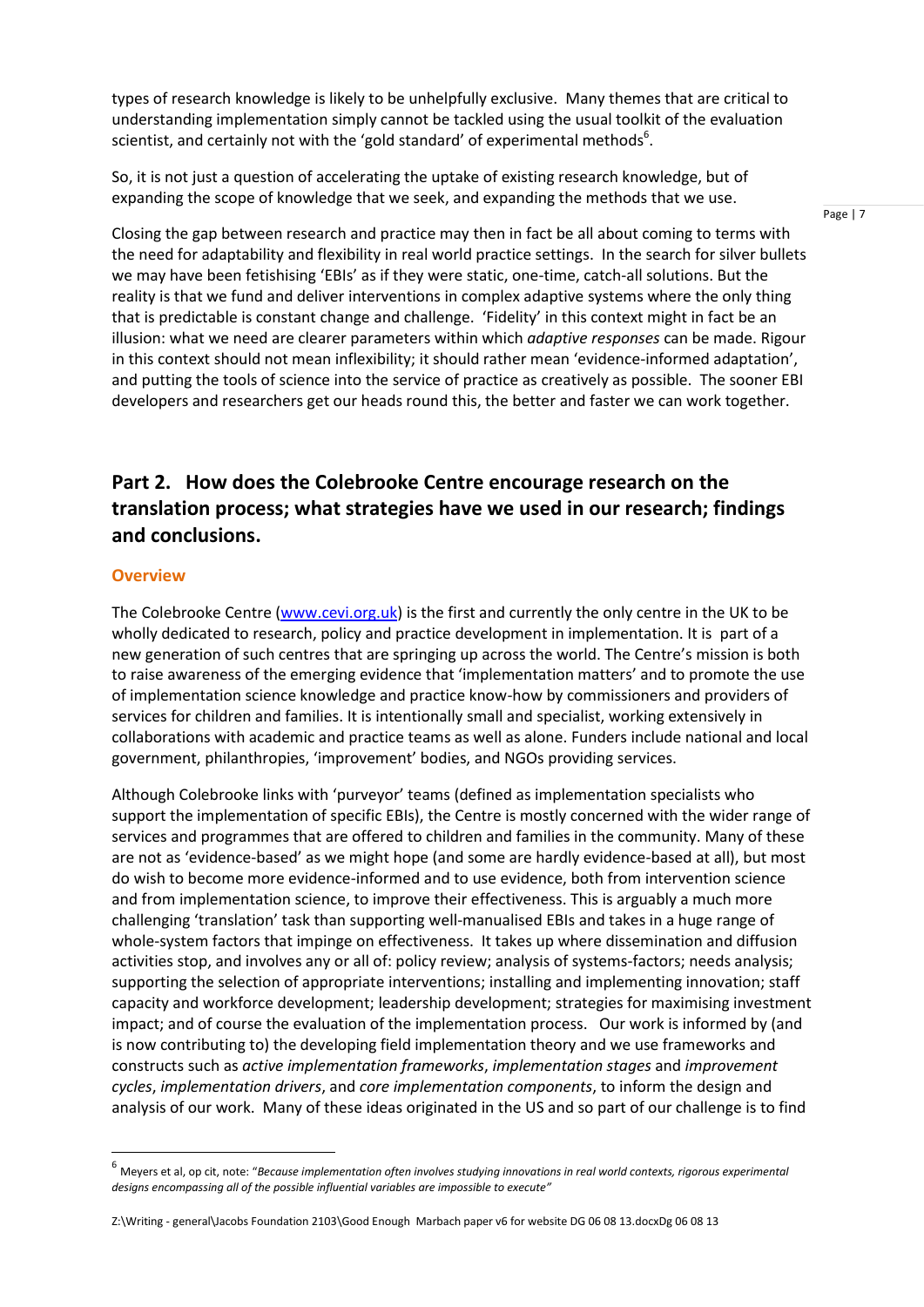types of research knowledge is likely to be unhelpfully exclusive. Many themes that are critical to understanding implementation simply cannot be tackled using the usual toolkit of the evaluation scientist, and certainly not with the 'gold standard' of experimental methods[6].

So, it is not just a question of accelerating the uptake of existing research knowledge, but of expanding the scope of knowledge that we seek, and expanding the methods that we use.

Closing the gap between research and practice may then in fact be all about coming to terms with the need for adaptability and flexibility in real world practice settings. In the search for silver bullets we may have been fetishising 'EBIs' as if they were static, one-time, catch-all solutions. But the reality is that we fund and deliver interventions in complex adaptive systems where the only thing that is predictable is constant change and challenge. 'Fidelity' in this context might in fact be an illusion: what we need are clearer parameters within which *adaptive responses* can be made. Rigour in this context should not mean inflexibility; it should rather mean 'evidence-informed adaptation', and putting the tools of science into the service of practice as creatively as possible. The sooner EBI developers and researchers get our heads round this, the better and faster we can work together.

## Part 2. How does the Colebrooke Centre encourage research on the translation process; what strategies have we used in our research; findings and conclusions.

### Overview

The Colebrooke Centre (www.cevi.org.uk) is the first and currently the only centre in the UK to be wholly dedicated to research, policy and practice development in implementation. It is part of a new generation of such centres that are springing up across the world. The Centre's mission is both to raise awareness of the emerging evidence that 'implementation matters' and to promote the use of implementation science knowledge and practice know-how by commissioners and providers of services for children and families. It is intentionally small and specialist, working extensively in collaborations with academic and practice teams as well as alone. Funders include national and local government, philanthropies, 'improvement' bodies, and NGOs providing services.

Although Colebrooke links with 'purveyor' teams (defined as implementation specialists who support the implementation of specific EBIs), the Centre is mostly concerned with the wider range of services and programmes that are offered to children and families in the community. Many of these are not as 'evidence-based' as we might hope (and some are hardly evidence-based at all), but most do wish to become more evidence-informed and to use evidence, both from intervention science and from implementation science, to improve their effectiveness. This is arguably a much more challenging 'translation' task than supporting well-manualised EBIs and takes in a huge range of whole-system factors that impinge on effectiveness. It takes up where dissemination and diffusion activities stop, and involves any or all of: policy review; analysis of systems-factors; needs analysis; supporting the selection of appropriate interventions; installing and implementing innovation; staff capacity and workforce development; leadership development; strategies for maximising investment impact; and of course the evaluation of the implementation process. Our work is informed by (and is now contributing to) the developing field implementation theory and we use frameworks and constructs such as *active implementation frameworks*, *implementation stages* and *improvement cycles*, *implementation drivers*, and *core implementation components*, to inform the design and analysis of our work. Many of these ideas originated in the US and so part of our challenge is to find

[6] Meyers et al, op cit, note: "*Because implementation often involves studying innovations in real world contexts, rigorous experimental designs encompassing all of the possible influential variables are impossible to execute*"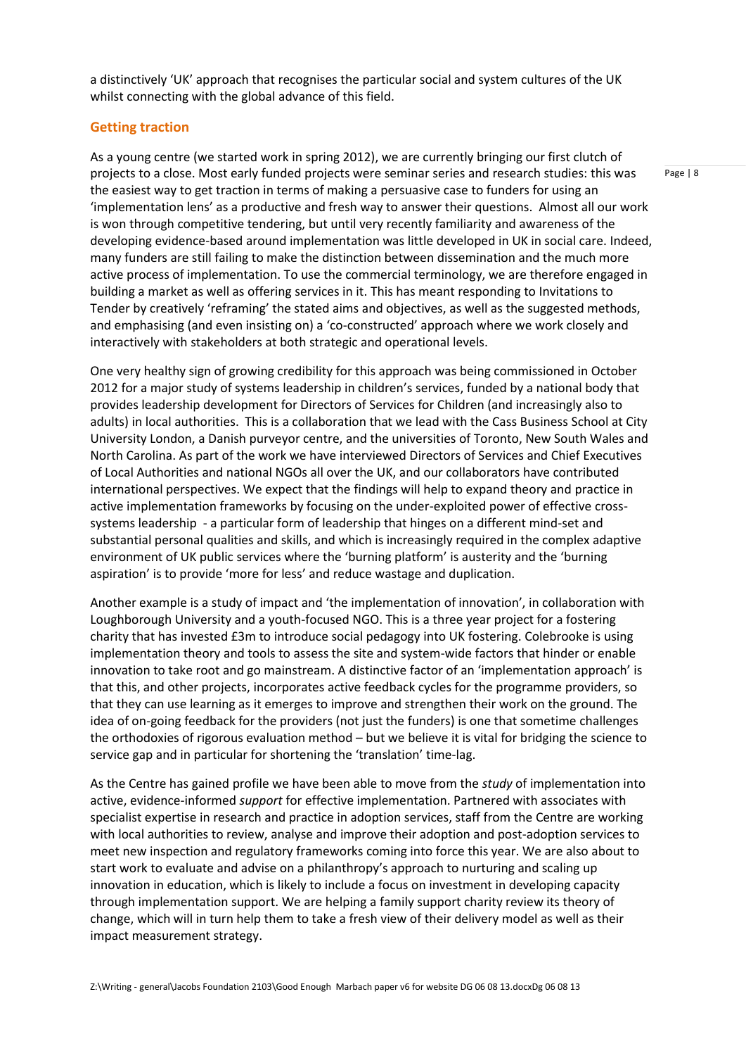a distinctively 'UK' approach that recognises the particular social and system cultures of the UK whilst connecting with the global advance of this field.

## Getting traction

As a young centre (we started work in spring 2012), we are currently bringing our first clutch of projects to a close. Most early funded projects were seminar series and research studies: this was the easiest way to get traction in terms of making a persuasive case to funders for using an 'implementation lens' as a productive and fresh way to answer their questions. Almost all our work is won through competitive tendering, but until very recently familiarity and awareness of the developing evidence-based around implementation was little developed in UK in social care. Indeed, many funders are still failing to make the distinction between dissemination and the much more active process of implementation. To use the commercial terminology, we are therefore engaged in building a market as well as offering services in it. This has meant responding to Invitations to Tender by creatively 'reframing' the stated aims and objectives, as well as the suggested methods, and emphasising (and even insisting on) a 'co-constructed' approach where we work closely and interactively with stakeholders at both strategic and operational levels.

One very healthy sign of growing credibility for this approach was being commissioned in October 2012 for a major study of systems leadership in children's services, funded by a national body that provides leadership development for Directors of Services for Children (and increasingly also to adults) in local authorities. This is a collaboration that we lead with the Cass Business School at City University London, a Danish purveyor centre, and the universities of Toronto, New South Wales and North Carolina. As part of the work we have interviewed Directors of Services and Chief Executives of Local Authorities and national NGOs all over the UK, and our collaborators have contributed international perspectives. We expect that the findings will help to expand theory and practice in active implementation frameworks by focusing on the under-exploited power of effective cross-systems leadership - a particular form of leadership that hinges on a different mind-set and substantial personal qualities and skills, and which is increasingly required in the complex adaptive environment of UK public services where the 'burning platform' is austerity and the 'burning aspiration' is to provide 'more for less' and reduce wastage and duplication.

Another example is a study of impact and 'the implementation of innovation', in collaboration with Loughborough University and a youth-focused NGO. This is a three year project for a fostering charity that has invested £3m to introduce social pedagogy into UK fostering. Colebrooke is using implementation theory and tools to assess the site and system-wide factors that hinder or enable innovation to take root and go mainstream. A distinctive factor of an 'implementation approach' is that this, and other projects, incorporates active feedback cycles for the programme providers, so that they can use learning as it emerges to improve and strengthen their work on the ground. The idea of on-going feedback for the providers (not just the funders) is one that sometime challenges the orthodoxies of rigorous evaluation method – but we believe it is vital for bridging the science to service gap and in particular for shortening the 'translation' time-lag.

As the Centre has gained profile we have been able to move from the *study* of implementation into active, evidence-informed *support* for effective implementation. Partnered with associates with specialist expertise in research and practice in adoption services, staff from the Centre are working with local authorities to review, analyse and improve their adoption and post-adoption services to meet new inspection and regulatory frameworks coming into force this year. We are also about to start work to evaluate and advise on a philanthropy's approach to nurturing and scaling up innovation in education, which is likely to include a focus on investment in developing capacity through implementation support. We are helping a family support charity review its theory of change, which will in turn help them to take a fresh view of their delivery model as well as their impact measurement strategy.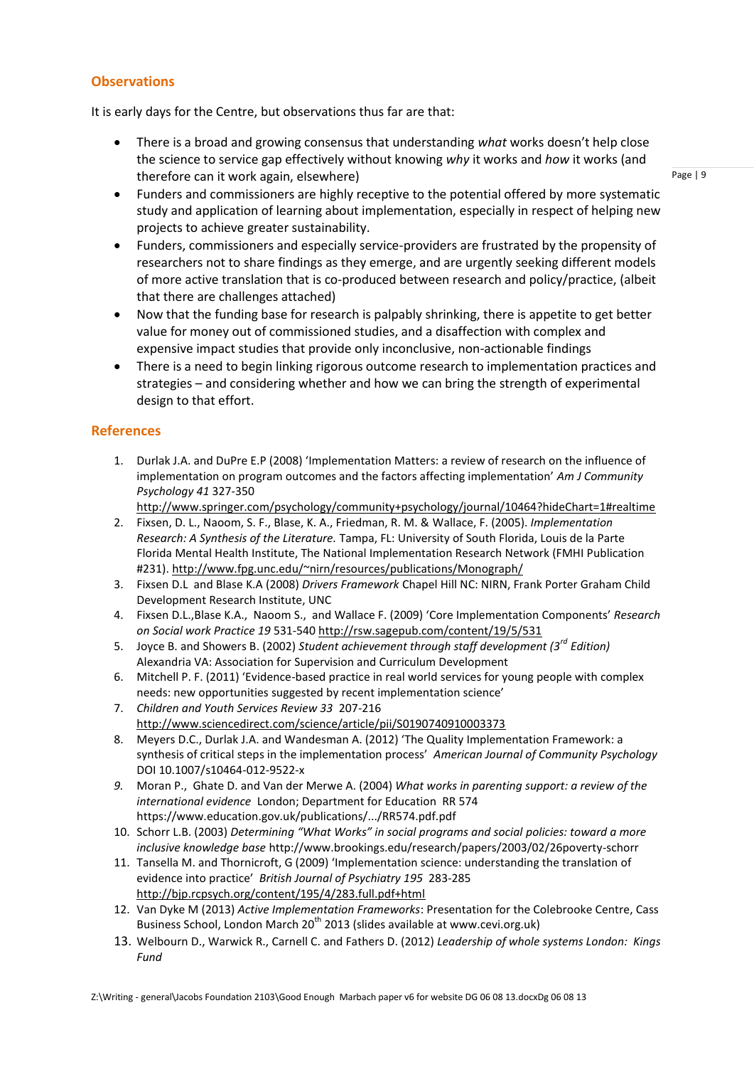## Observations

It is early days for the Centre, but observations thus far are that:

- There is a broad and growing consensus that understanding *what* works doesn't help close the science to service gap effectively without knowing *why* it works and *how* it works (and therefore can it work again, elsewhere)
- Funders and commissioners are highly receptive to the potential offered by more systematic study and application of learning about implementation, especially in respect of helping new projects to achieve greater sustainability.
- Funders, commissioners and especially service-providers are frustrated by the propensity of researchers not to share findings as they emerge, and are urgently seeking different models of more active translation that is co-produced between research and policy/practice, (albeit that there are challenges attached)
- Now that the funding base for research is palpably shrinking, there is appetite to get better value for money out of commissioned studies, and a disaffection with complex and expensive impact studies that provide only inconclusive, non-actionable findings
- There is a need to begin linking rigorous outcome research to implementation practices and strategies – and considering whether and how we can bring the strength of experimental design to that effort.

## References

1. Durlak J.A. and DuPre E.P (2008) 'Implementation Matters: a review of research on the influence of implementation on program outcomes and the factors affecting implementation' *Am J Community Psychology 41* 327-350 http://www.springer.com/psychology/community+psychology/journal/10464?hideChart=1#realtime
2. Fixsen, D. L., Naoom, S. F., Blase, K. A., Friedman, R. M. & Wallace, F. (2005). *Implementation Research: A Synthesis of the Literature.* Tampa, FL: University of South Florida, Louis de la Parte Florida Mental Health Institute, The National Implementation Research Network (FMHI Publication #231). http://www.fpg.unc.edu/~nirn/resources/publications/Monograph/
3. Fixsen D.L and Blase K.A (2008) *Drivers Framework* Chapel Hill NC: NIRN, Frank Porter Graham Child Development Research Institute, UNC
4. Fixsen D.L.,Blase K.A., Naoom S., and Wallace F. (2009) 'Core Implementation Components' *Research on Social work Practice 19* 531-540 http://rsw.sagepub.com/content/19/5/531
5. Joyce B. and Showers B. (2002) *Student achievement through staff development (3rd Edition)* Alexandria VA: Association for Supervision and Curriculum Development
6. Mitchell P. F. (2011) 'Evidence-based practice in real world services for young people with complex needs: new opportunities suggested by recent implementation science'
7. *Children and Youth Services Review 33* 207-216 http://www.sciencedirect.com/science/article/pii/S0190740910003373
8. Meyers D.C., Durlak J.A. and Wandesman A. (2012) 'The Quality Implementation Framework: a synthesis of critical steps in the implementation process' *American Journal of Community Psychology* DOI 10.1007/s10464-012-9522-x
9. Moran P., Ghate D. and Van der Merwe A. (2004) *What works in parenting support: a review of the international evidence* London; Department for Education RR 574 https://www.education.gov.uk/publications/.../RR574.pdf.pdf
10. Schorr L.B. (2003) *Determining "What Works" in social programs and social policies: toward a more inclusive knowledge base* http://www.brookings.edu/research/papers/2003/02/26poverty-schorr
11. Tansella M. and Thornicroft, G (2009) 'Implementation science: understanding the translation of evidence into practice' *British Journal of Psychiatry 195* 283-285 http://bjp.rcpsych.org/content/195/4/283.full.pdf+html
12. Van Dyke M (2013) *Active Implementation Frameworks*: Presentation for the Colebrooke Centre, Cass Business School, London March 20th 2013 (slides available at www.cevi.org.uk)
13. Welbourn D., Warwick R., Carnell C. and Fathers D. (2012) *Leadership of whole systems London: Kings Fund*

Z:\Writing - general\Jacobs Foundation 2103\Good Enough Marbach paper v6 for website DG 06 08 13.docxDg 06 08 13